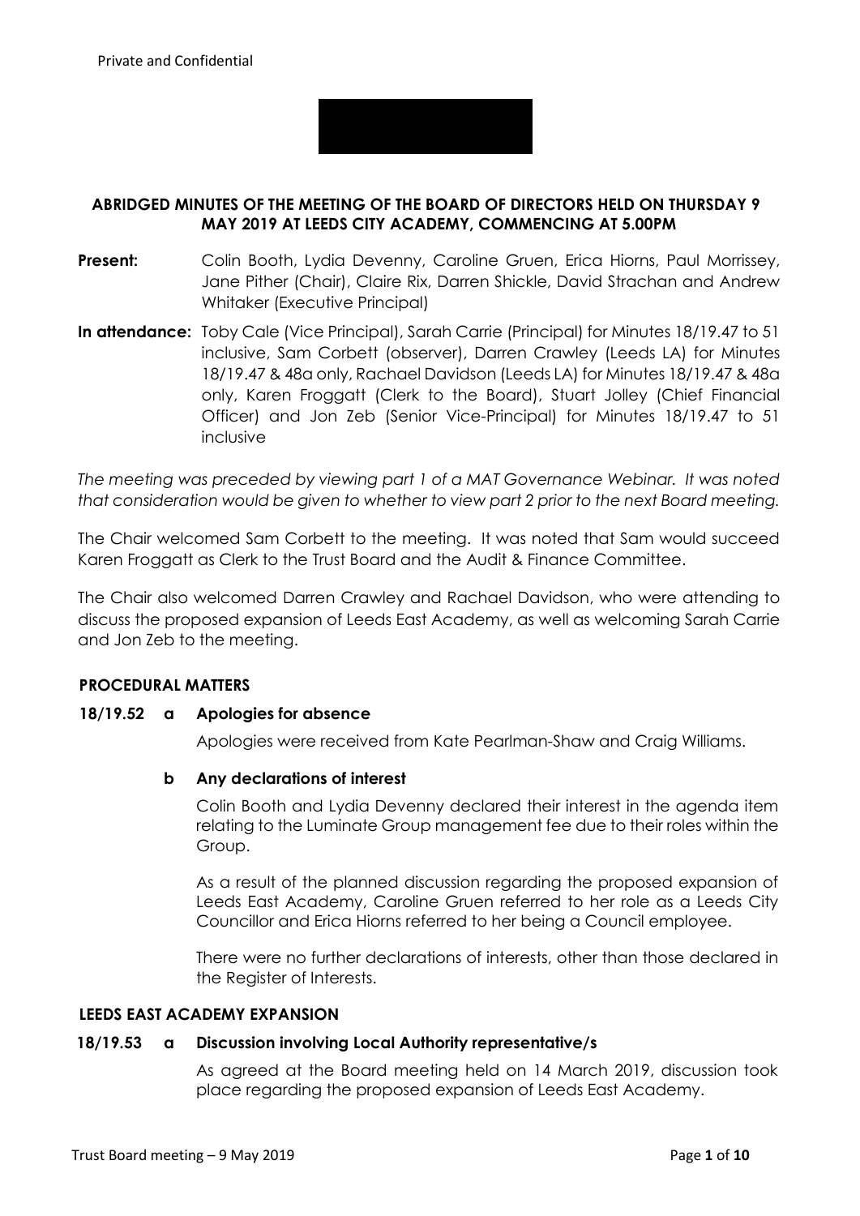Private and Confidential

**ABRIDGED MINUTES OF THE MEETING OF THE BOARD OF DIRECTORS HELD ON THURSDAY 9 MAY 2019 AT LEEDS CITY ACADEMY, COMMENCING AT 5.00PM**

**Present:** Colin Booth, Lydia Devenny, Caroline Gruen, Erica Hiorns, Paul Morrissey, Jane Pither (Chair), Claire Rix, Darren Shickle, David Strachan and Andrew Whitaker (Executive Principal)

**In attendance:** Toby Cale (Vice Principal), Sarah Carrie (Principal) for Minutes 18/19.47 to 51 inclusive, Sam Corbett (observer), Darren Crawley (Leeds LA) for Minutes 18/19.47 & 48a only, Rachael Davidson (Leeds LA) for Minutes 18/19.47 & 48a only, Karen Froggatt (Clerk to the Board), Stuart Jolley (Chief Financial Officer) and Jon Zeb (Senior Vice-Principal) for Minutes 18/19.47 to 51 inclusive

*The meeting was preceded by viewing part 1 of a MAT Governance Webinar. It was noted that consideration would be given to whether to view part 2 prior to the next Board meeting.*

The Chair welcomed Sam Corbett to the meeting. It was noted that Sam would succeed Karen Froggatt as Clerk to the Trust Board and the Audit & Finance Committee.

The Chair also welcomed Darren Crawley and Rachael Davidson, who were attending to discuss the proposed expansion of Leeds East Academy, as well as welcoming Sarah Carrie and Jon Zeb to the meeting.

## PROCEDURAL MATTERS

**18/19.52 a Apologies for absence**

Apologies were received from Kate Pearlman-Shaw and Craig Williams.

**b Any declarations of interest**

Colin Booth and Lydia Devenny declared their interest in the agenda item relating to the Luminate Group management fee due to their roles within the Group.

As a result of the planned discussion regarding the proposed expansion of Leeds East Academy, Caroline Gruen referred to her role as a Leeds City Councillor and Erica Hiorns referred to her being a Council employee.

There were no further declarations of interests, other than those declared in the Register of Interests.

## LEEDS EAST ACADEMY EXPANSION

**18/19.53 a Discussion involving Local Authority representative/s**

As agreed at the Board meeting held on 14 March 2019, discussion took place regarding the proposed expansion of Leeds East Academy.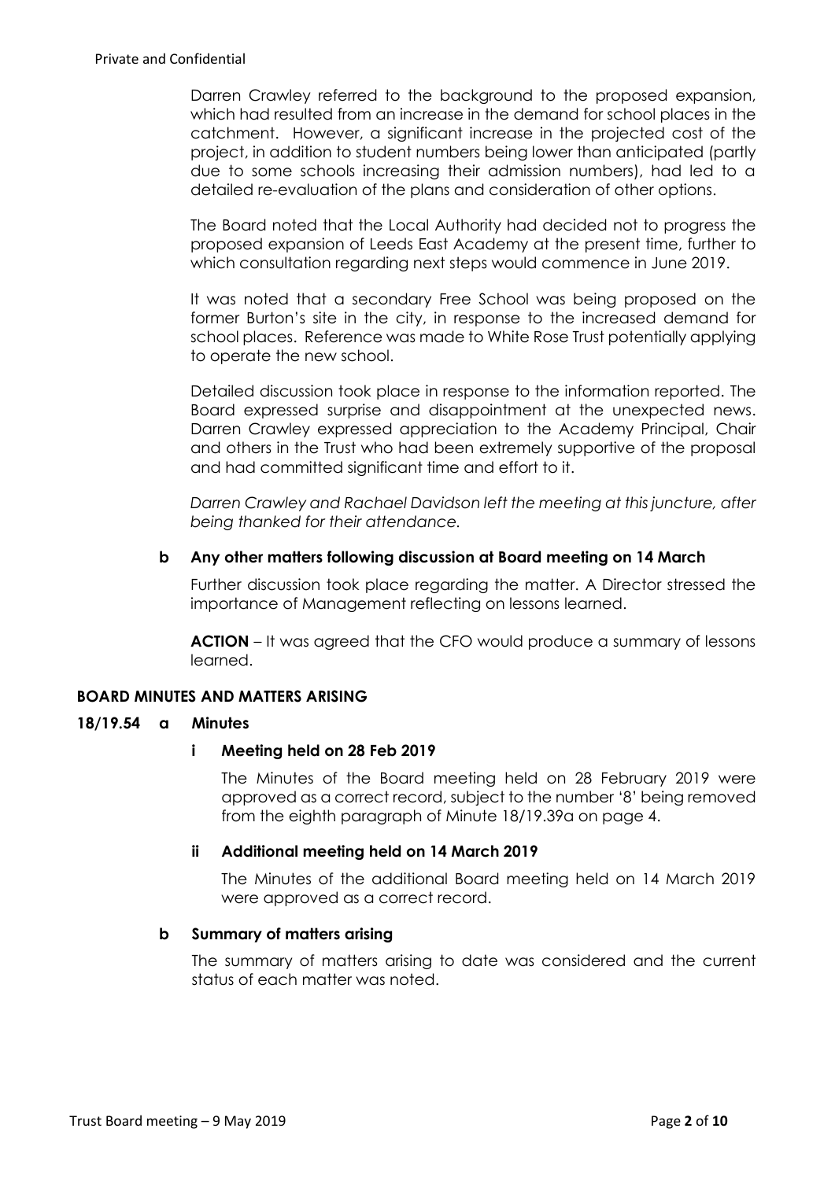Darren Crawley referred to the background to the proposed expansion, which had resulted from an increase in the demand for school places in the catchment. However, a significant increase in the projected cost of the project, in addition to student numbers being lower than anticipated (partly due to some schools increasing their admission numbers), had led to a detailed re-evaluation of the plans and consideration of other options.

The Board noted that the Local Authority had decided not to progress the proposed expansion of Leeds East Academy at the present time, further to which consultation regarding next steps would commence in June 2019.

It was noted that a secondary Free School was being proposed on the former Burton's site in the city, in response to the increased demand for school places. Reference was made to White Rose Trust potentially applying to operate the new school.

Detailed discussion took place in response to the information reported. The Board expressed surprise and disappointment at the unexpected news. Darren Crawley expressed appreciation to the Academy Principal, Chair and others in the Trust who had been extremely supportive of the proposal and had committed significant time and effort to it.

*Darren Crawley and Rachael Davidson left the meeting at this juncture, after being thanked for their attendance.*

**b Any other matters following discussion at Board meeting on 14 March**

Further discussion took place regarding the matter. A Director stressed the importance of Management reflecting on lessons learned.

**ACTION** – It was agreed that the CFO would produce a summary of lessons learned.

**BOARD MINUTES AND MATTERS ARISING**

**18/19.54 a Minutes**

**i Meeting held on 28 Feb 2019**

The Minutes of the Board meeting held on 28 February 2019 were approved as a correct record, subject to the number '8' being removed from the eighth paragraph of Minute 18/19.39a on page 4.

**ii Additional meeting held on 14 March 2019**

The Minutes of the additional Board meeting held on 14 March 2019 were approved as a correct record.

**b Summary of matters arising**

The summary of matters arising to date was considered and the current status of each matter was noted.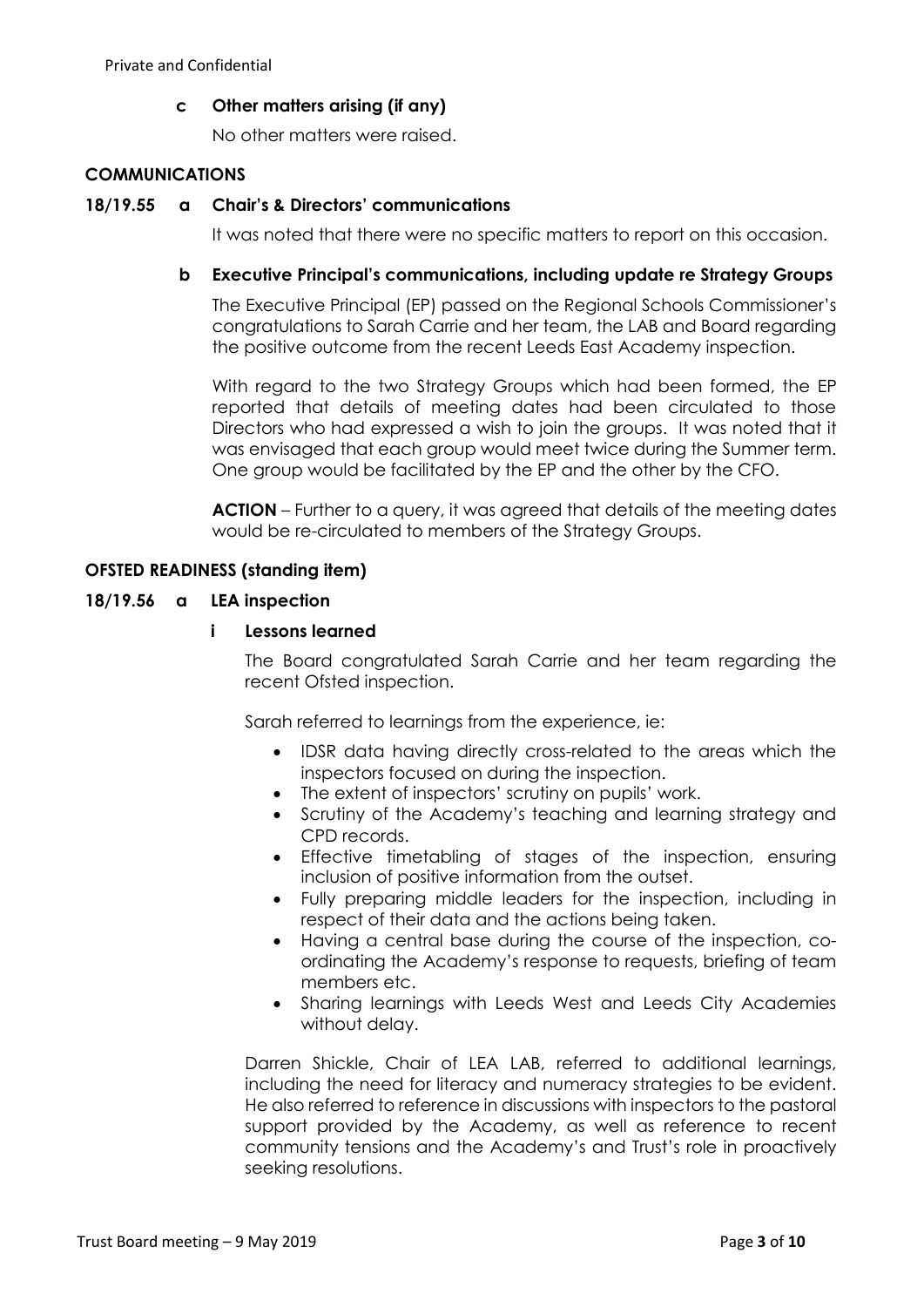**c Other matters arising (if any)**

No other matters were raised.

**COMMUNICATIONS**

**18/19.55 a Chair's & Directors' communications**

It was noted that there were no specific matters to report on this occasion.

**b Executive Principal's communications, including update re Strategy Groups**

The Executive Principal (EP) passed on the Regional Schools Commissioner's congratulations to Sarah Carrie and her team, the LAB and Board regarding the positive outcome from the recent Leeds East Academy inspection.

With regard to the two Strategy Groups which had been formed, the EP reported that details of meeting dates had been circulated to those Directors who had expressed a wish to join the groups. It was noted that it was envisaged that each group would meet twice during the Summer term. One group would be facilitated by the EP and the other by the CFO.

**ACTION** – Further to a query, it was agreed that details of the meeting dates would be re-circulated to members of the Strategy Groups.

**OFSTED READINESS (standing item)**

**18/19.56 a LEA inspection**

**i Lessons learned**

The Board congratulated Sarah Carrie and her team regarding the recent Ofsted inspection.

Sarah referred to learnings from the experience, ie:

- IDSR data having directly cross-related to the areas which the inspectors focused on during the inspection.
- The extent of inspectors' scrutiny on pupils' work.
- Scrutiny of the Academy's teaching and learning strategy and CPD records.
- Effective timetabling of stages of the inspection, ensuring inclusion of positive information from the outset.
- Fully preparing middle leaders for the inspection, including in respect of their data and the actions being taken.
- Having a central base during the course of the inspection, co-ordinating the Academy's response to requests, briefing of team members etc.
- Sharing learnings with Leeds West and Leeds City Academies without delay.

Darren Shickle, Chair of LEA LAB, referred to additional learnings, including the need for literacy and numeracy strategies to be evident. He also referred to reference in discussions with inspectors to the pastoral support provided by the Academy, as well as reference to recent community tensions and the Academy's and Trust's role in proactively seeking resolutions.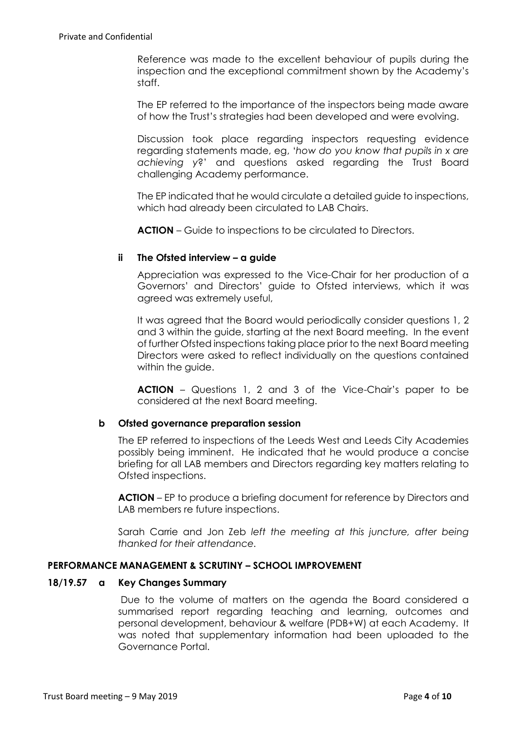Reference was made to the excellent behaviour of pupils during the inspection and the exceptional commitment shown by the Academy's staff.

The EP referred to the importance of the inspectors being made aware of how the Trust's strategies had been developed and were evolving.

Discussion took place regarding inspectors requesting evidence regarding statements made, eg, '*how do you know that pupils in x are achieving y*?' and questions asked regarding the Trust Board challenging Academy performance.

The EP indicated that he would circulate a detailed guide to inspections, which had already been circulated to LAB Chairs.

**ACTION** – Guide to inspections to be circulated to Directors.

**ii The Ofsted interview – a guide**

Appreciation was expressed to the Vice-Chair for her production of a Governors' and Directors' guide to Ofsted interviews, which it was agreed was extremely useful,

It was agreed that the Board would periodically consider questions 1, 2 and 3 within the guide, starting at the next Board meeting. In the event of further Ofsted inspections taking place prior to the next Board meeting Directors were asked to reflect individually on the questions contained within the guide.

**ACTION** – Questions 1, 2 and 3 of the Vice-Chair's paper to be considered at the next Board meeting.

**b Ofsted governance preparation session**

The EP referred to inspections of the Leeds West and Leeds City Academies possibly being imminent. He indicated that he would produce a concise briefing for all LAB members and Directors regarding key matters relating to Ofsted inspections.

**ACTION** – EP to produce a briefing document for reference by Directors and LAB members re future inspections.

Sarah Carrie and Jon Zeb *left the meeting at this juncture, after being thanked for their attendance.*

**PERFORMANCE MANAGEMENT & SCRUTINY – SCHOOL IMPROVEMENT**

**18/19.57 a Key Changes Summary**

Due to the volume of matters on the agenda the Board considered a summarised report regarding teaching and learning, outcomes and personal development, behaviour & welfare (PDB+W) at each Academy. It was noted that supplementary information had been uploaded to the Governance Portal.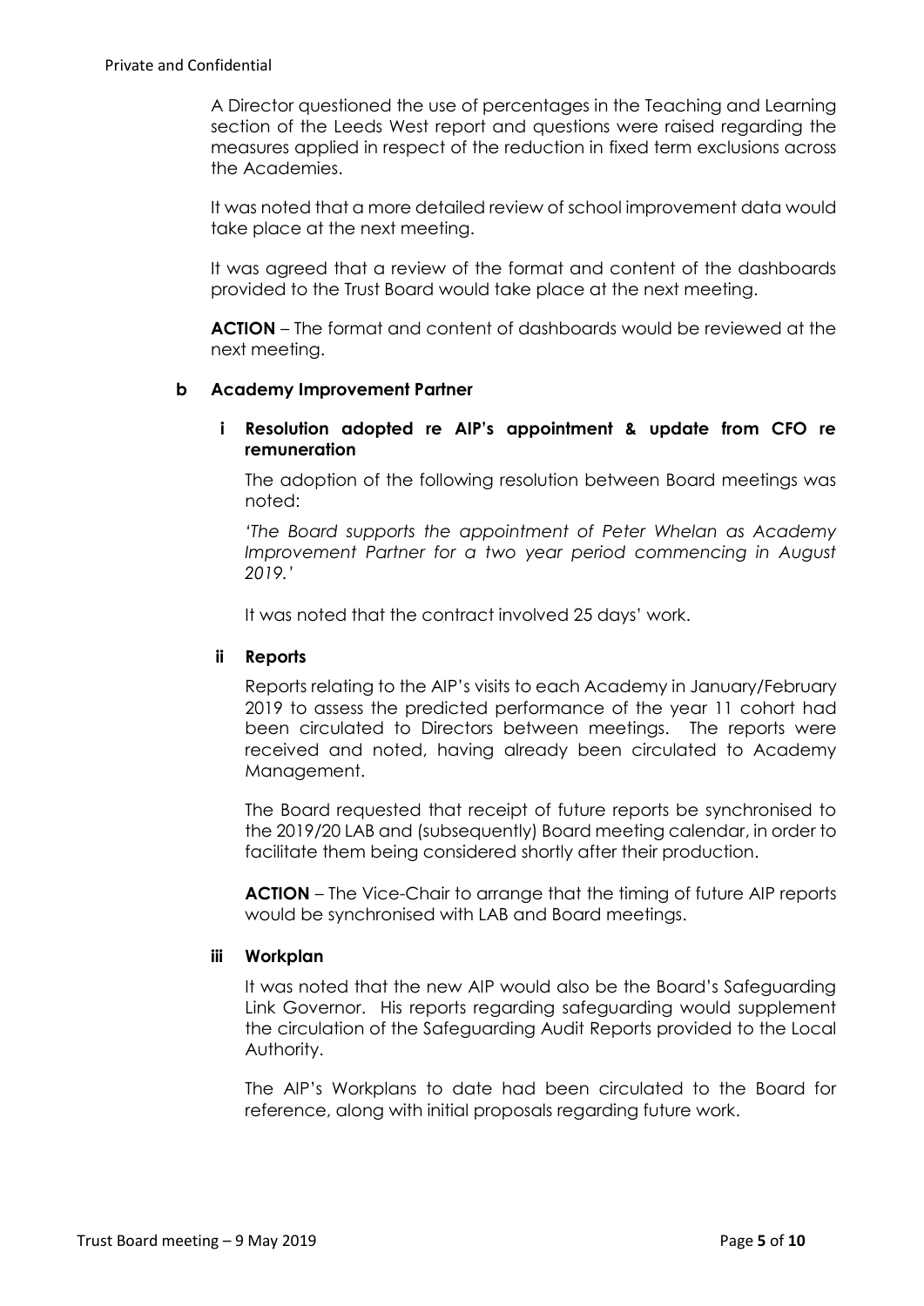A Director questioned the use of percentages in the Teaching and Learning section of the Leeds West report and questions were raised regarding the measures applied in respect of the reduction in fixed term exclusions across the Academies.

It was noted that a more detailed review of school improvement data would take place at the next meeting.

It was agreed that a review of the format and content of the dashboards provided to the Trust Board would take place at the next meeting.

**ACTION** – The format and content of dashboards would be reviewed at the next meeting.

**b Academy Improvement Partner**

**i Resolution adopted re AIP's appointment & update from CFO re remuneration**

The adoption of the following resolution between Board meetings was noted:

*'The Board supports the appointment of Peter Whelan as Academy Improvement Partner for a two year period commencing in August 2019.'*

It was noted that the contract involved 25 days' work.

**ii Reports**

Reports relating to the AIP's visits to each Academy in January/February 2019 to assess the predicted performance of the year 11 cohort had been circulated to Directors between meetings. The reports were received and noted, having already been circulated to Academy Management.

The Board requested that receipt of future reports be synchronised to the 2019/20 LAB and (subsequently) Board meeting calendar, in order to facilitate them being considered shortly after their production.

**ACTION** – The Vice-Chair to arrange that the timing of future AIP reports would be synchronised with LAB and Board meetings.

**iii Workplan**

It was noted that the new AIP would also be the Board's Safeguarding Link Governor. His reports regarding safeguarding would supplement the circulation of the Safeguarding Audit Reports provided to the Local Authority.

The AIP's Workplans to date had been circulated to the Board for reference, along with initial proposals regarding future work.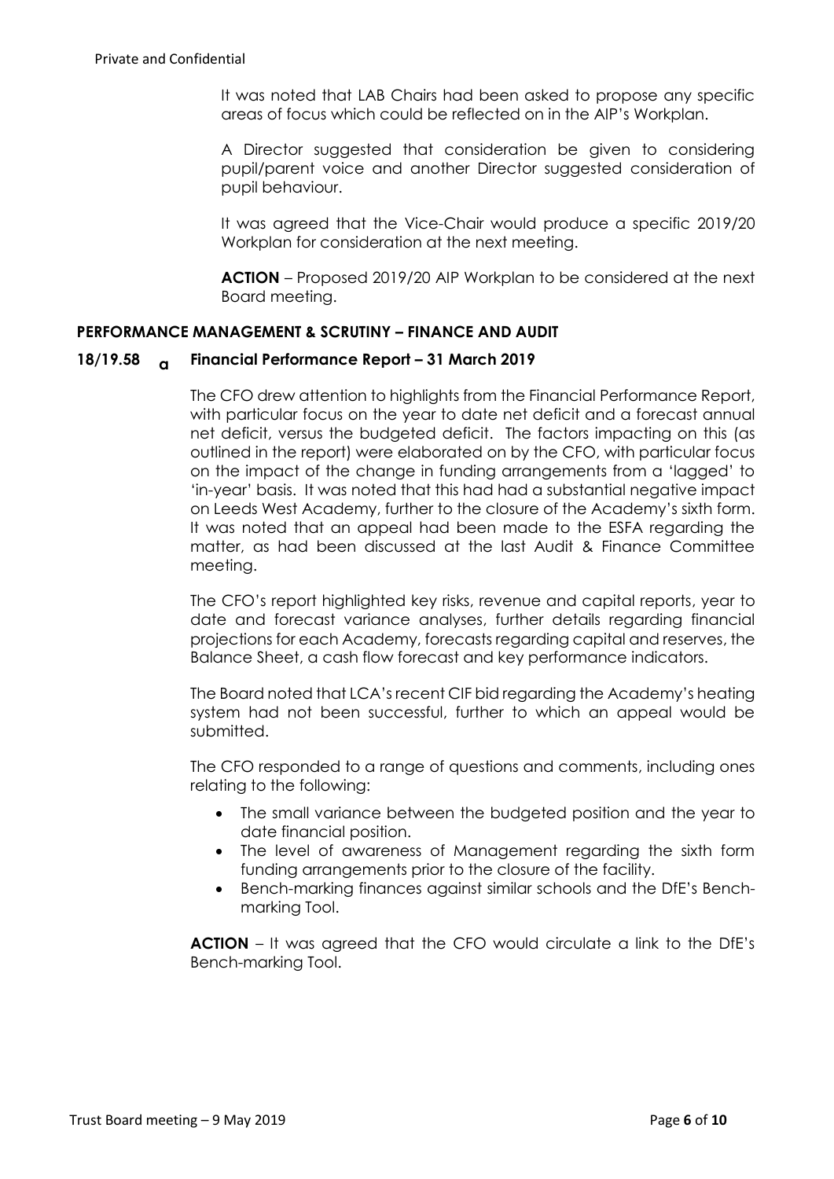It was noted that LAB Chairs had been asked to propose any specific areas of focus which could be reflected on in the AIP's Workplan.

A Director suggested that consideration be given to considering pupil/parent voice and another Director suggested consideration of pupil behaviour.

It was agreed that the Vice-Chair would produce a specific 2019/20 Workplan for consideration at the next meeting.

**ACTION** – Proposed 2019/20 AIP Workplan to be considered at the next Board meeting.

### PERFORMANCE MANAGEMENT & SCRUTINY – FINANCE AND AUDIT

#### 18/19.58 a Financial Performance Report – 31 March 2019

The CFO drew attention to highlights from the Financial Performance Report, with particular focus on the year to date net deficit and a forecast annual net deficit, versus the budgeted deficit. The factors impacting on this (as outlined in the report) were elaborated on by the CFO, with particular focus on the impact of the change in funding arrangements from a 'lagged' to 'in-year' basis. It was noted that this had had a substantial negative impact on Leeds West Academy, further to the closure of the Academy's sixth form. It was noted that an appeal had been made to the ESFA regarding the matter, as had been discussed at the last Audit & Finance Committee meeting.

The CFO's report highlighted key risks, revenue and capital reports, year to date and forecast variance analyses, further details regarding financial projections for each Academy, forecasts regarding capital and reserves, the Balance Sheet, a cash flow forecast and key performance indicators.

The Board noted that LCA's recent CIF bid regarding the Academy's heating system had not been successful, further to which an appeal would be submitted.

The CFO responded to a range of questions and comments, including ones relating to the following:

- The small variance between the budgeted position and the year to date financial position.
- The level of awareness of Management regarding the sixth form funding arrangements prior to the closure of the facility.
- Bench-marking finances against similar schools and the DfE's Bench-marking Tool.

**ACTION** – It was agreed that the CFO would circulate a link to the DfE's Bench-marking Tool.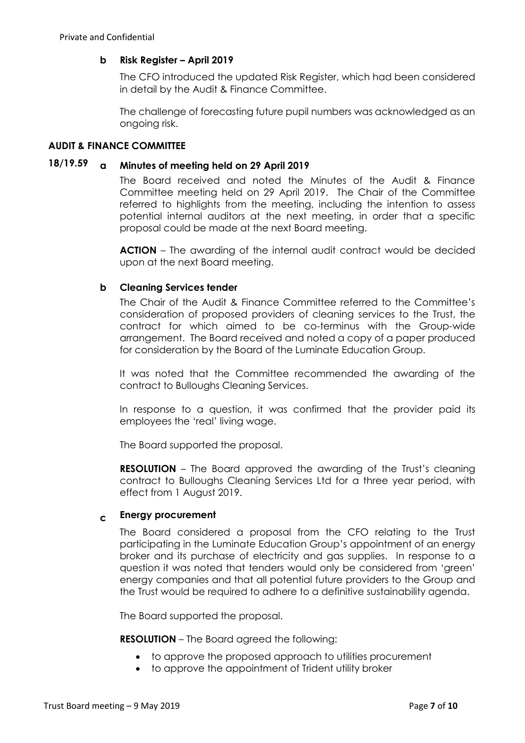**b Risk Register – April 2019**

The CFO introduced the updated Risk Register, which had been considered in detail by the Audit & Finance Committee.

The challenge of forecasting future pupil numbers was acknowledged as an ongoing risk.

**AUDIT & FINANCE COMMITTEE**

**18/19.59 a Minutes of meeting held on 29 April 2019**

The Board received and noted the Minutes of the Audit & Finance Committee meeting held on 29 April 2019. The Chair of the Committee referred to highlights from the meeting, including the intention to assess potential internal auditors at the next meeting, in order that a specific proposal could be made at the next Board meeting.

**ACTION** – The awarding of the internal audit contract would be decided upon at the next Board meeting.

**b Cleaning Services tender**

The Chair of the Audit & Finance Committee referred to the Committee's consideration of proposed providers of cleaning services to the Trust, the contract for which aimed to be co-terminus with the Group-wide arrangement. The Board received and noted a copy of a paper produced for consideration by the Board of the Luminate Education Group.

It was noted that the Committee recommended the awarding of the contract to Bulloughs Cleaning Services.

In response to a question, it was confirmed that the provider paid its employees the 'real' living wage.

The Board supported the proposal.

**RESOLUTION** – The Board approved the awarding of the Trust's cleaning contract to Bulloughs Cleaning Services Ltd for a three year period, with effect from 1 August 2019.

**c Energy procurement**

The Board considered a proposal from the CFO relating to the Trust participating in the Luminate Education Group's appointment of an energy broker and its purchase of electricity and gas supplies. In response to a question it was noted that tenders would only be considered from 'green' energy companies and that all potential future providers to the Group and the Trust would be required to adhere to a definitive sustainability agenda.

The Board supported the proposal.

**RESOLUTION** – The Board agreed the following:

- to approve the proposed approach to utilities procurement
- to approve the appointment of Trident utility broker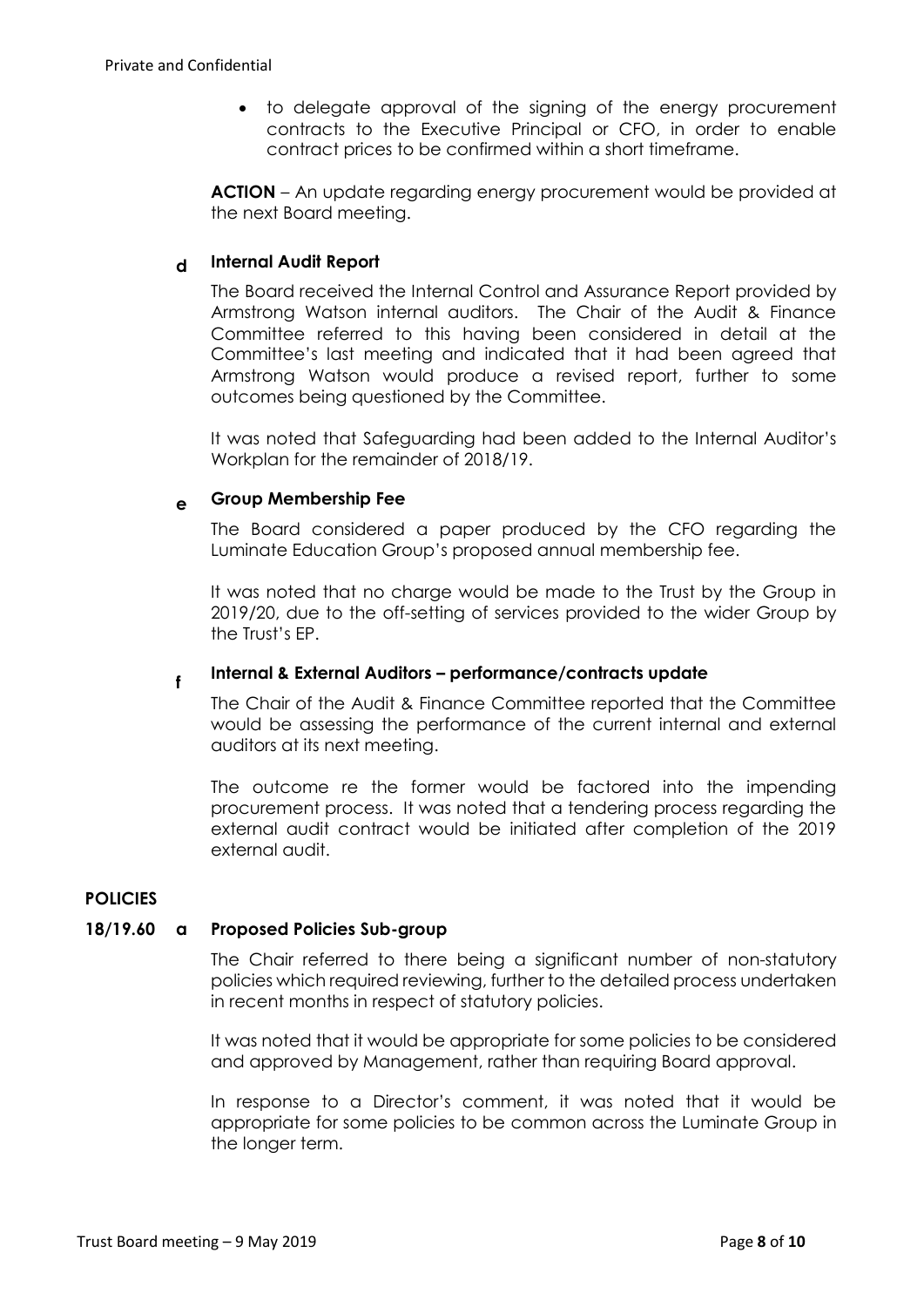- to delegate approval of the signing of the energy procurement contracts to the Executive Principal or CFO, in order to enable contract prices to be confirmed within a short timeframe.

**ACTION** – An update regarding energy procurement would be provided at the next Board meeting.

**d Internal Audit Report**

The Board received the Internal Control and Assurance Report provided by Armstrong Watson internal auditors. The Chair of the Audit & Finance Committee referred to this having been considered in detail at the Committee's last meeting and indicated that it had been agreed that Armstrong Watson would produce a revised report, further to some outcomes being questioned by the Committee.

It was noted that Safeguarding had been added to the Internal Auditor's Workplan for the remainder of 2018/19.

**e Group Membership Fee**

The Board considered a paper produced by the CFO regarding the Luminate Education Group's proposed annual membership fee.

It was noted that no charge would be made to the Trust by the Group in 2019/20, due to the off-setting of services provided to the wider Group by the Trust's EP.

**f Internal & External Auditors – performance/contracts update**

The Chair of the Audit & Finance Committee reported that the Committee would be assessing the performance of the current internal and external auditors at its next meeting.

The outcome re the former would be factored into the impending procurement process. It was noted that a tendering process regarding the external audit contract would be initiated after completion of the 2019 external audit.

**POLICIES**

**18/19.60 a Proposed Policies Sub-group**

The Chair referred to there being a significant number of non-statutory policies which required reviewing, further to the detailed process undertaken in recent months in respect of statutory policies.

It was noted that it would be appropriate for some policies to be considered and approved by Management, rather than requiring Board approval.

In response to a Director's comment, it was noted that it would be appropriate for some policies to be common across the Luminate Group in the longer term.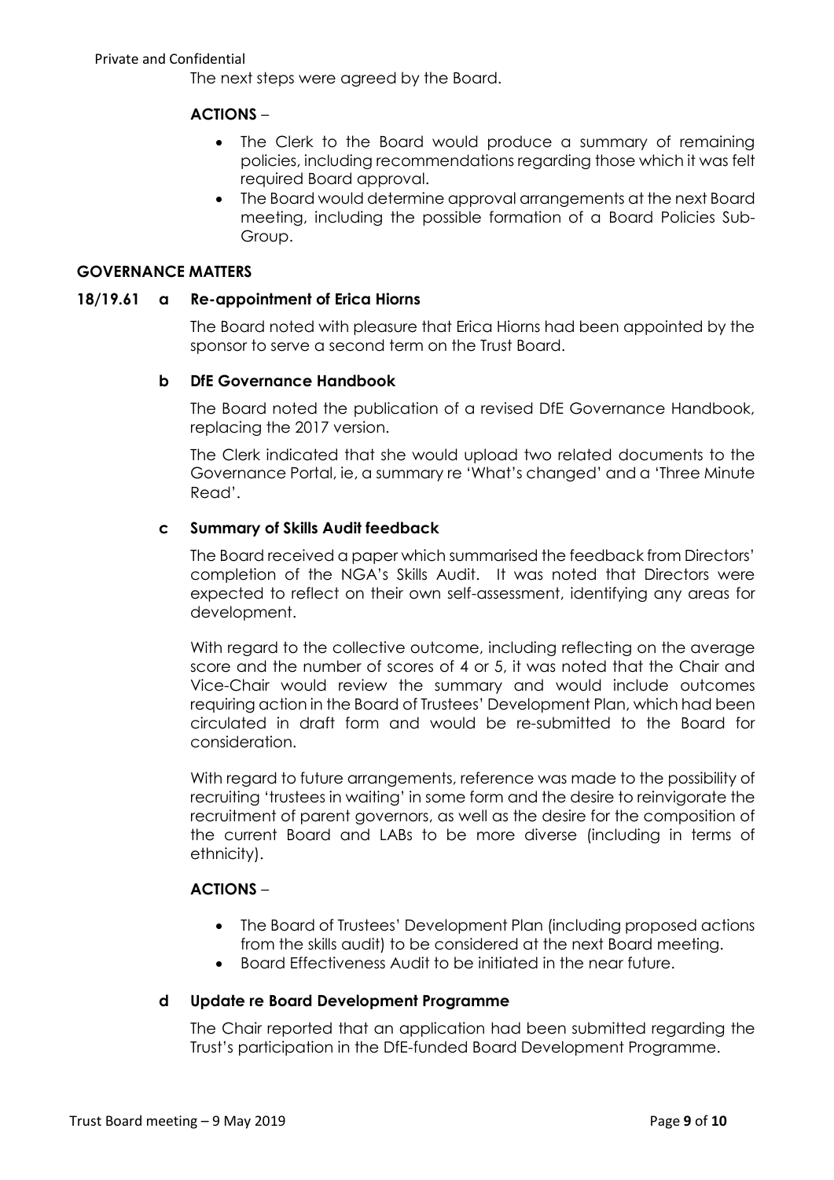The next steps were agreed by the Board.

**ACTIONS** –

- The Clerk to the Board would produce a summary of remaining policies, including recommendations regarding those which it was felt required Board approval.
- The Board would determine approval arrangements at the next Board meeting, including the possible formation of a Board Policies Sub-Group.

## GOVERNANCE MATTERS

### 18/19.61 a Re-appointment of Erica Hiorns

The Board noted with pleasure that Erica Hiorns had been appointed by the sponsor to serve a second term on the Trust Board.

### b DfE Governance Handbook

The Board noted the publication of a revised DfE Governance Handbook, replacing the 2017 version.

The Clerk indicated that she would upload two related documents to the Governance Portal, ie, a summary re 'What's changed' and a 'Three Minute Read'.

### c Summary of Skills Audit feedback

The Board received a paper which summarised the feedback from Directors' completion of the NGA's Skills Audit. It was noted that Directors were expected to reflect on their own self-assessment, identifying any areas for development.

With regard to the collective outcome, including reflecting on the average score and the number of scores of 4 or 5, it was noted that the Chair and Vice-Chair would review the summary and would include outcomes requiring action in the Board of Trustees' Development Plan, which had been circulated in draft form and would be re-submitted to the Board for consideration.

With regard to future arrangements, reference was made to the possibility of recruiting 'trustees in waiting' in some form and the desire to reinvigorate the recruitment of parent governors, as well as the desire for the composition of the current Board and LABs to be more diverse (including in terms of ethnicity).

**ACTIONS** –

- The Board of Trustees' Development Plan (including proposed actions from the skills audit) to be considered at the next Board meeting.
- Board Effectiveness Audit to be initiated in the near future.

### d Update re Board Development Programme

The Chair reported that an application had been submitted regarding the Trust's participation in the DfE-funded Board Development Programme.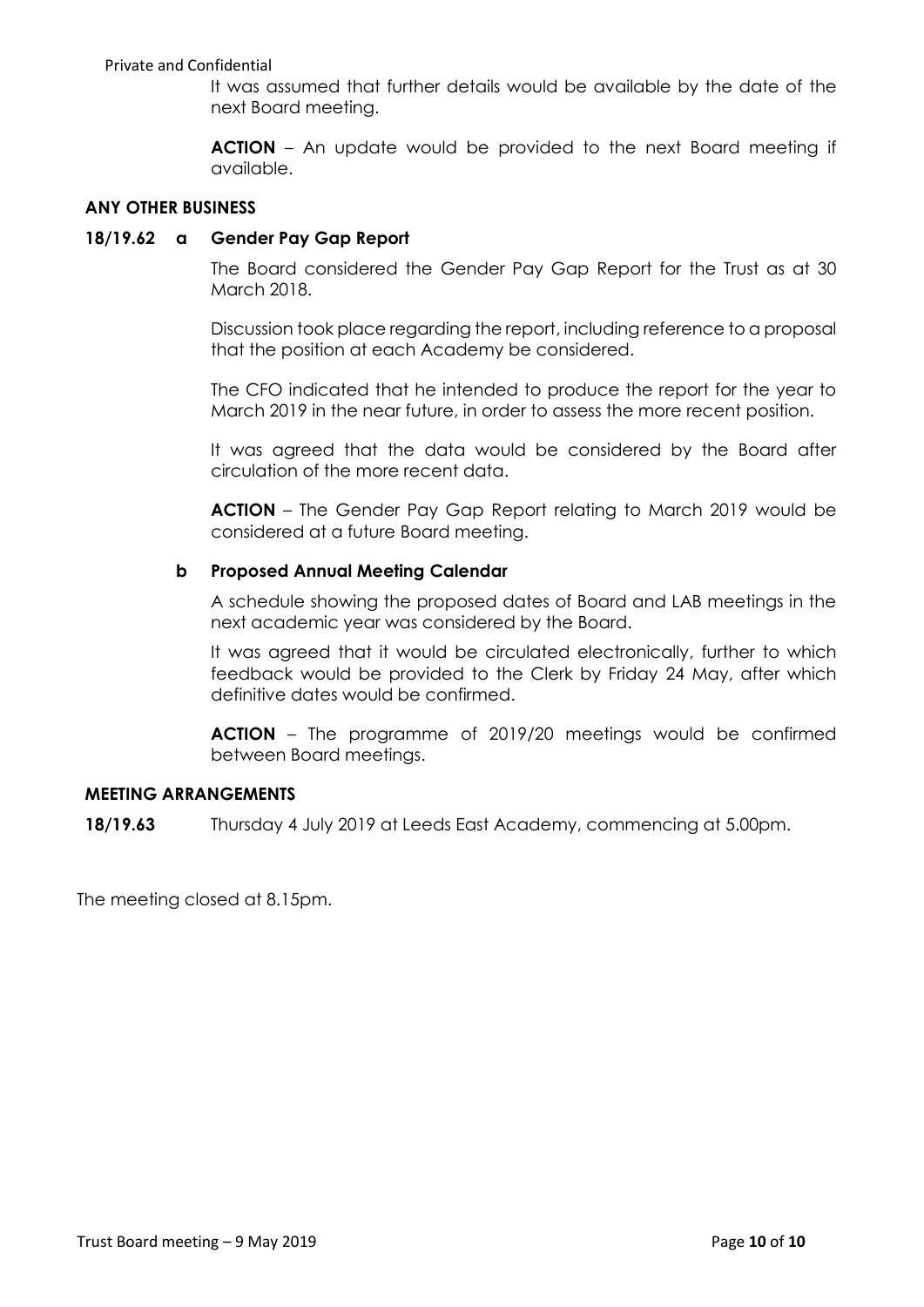It was assumed that further details would be available by the date of the next Board meeting.

**ACTION** – An update would be provided to the next Board meeting if available.

## ANY OTHER BUSINESS

### 18/19.62 a Gender Pay Gap Report

The Board considered the Gender Pay Gap Report for the Trust as at 30 March 2018.

Discussion took place regarding the report, including reference to a proposal that the position at each Academy be considered.

The CFO indicated that he intended to produce the report for the year to March 2019 in the near future, in order to assess the more recent position.

It was agreed that the data would be considered by the Board after circulation of the more recent data.

**ACTION** – The Gender Pay Gap Report relating to March 2019 would be considered at a future Board meeting.

### b Proposed Annual Meeting Calendar

A schedule showing the proposed dates of Board and LAB meetings in the next academic year was considered by the Board.

It was agreed that it would be circulated electronically, further to which feedback would be provided to the Clerk by Friday 24 May, after which definitive dates would be confirmed.

**ACTION** – The programme of 2019/20 meetings would be confirmed between Board meetings.

## MEETING ARRANGEMENTS

**18/19.63** Thursday 4 July 2019 at Leeds East Academy, commencing at 5.00pm.

The meeting closed at 8.15pm.